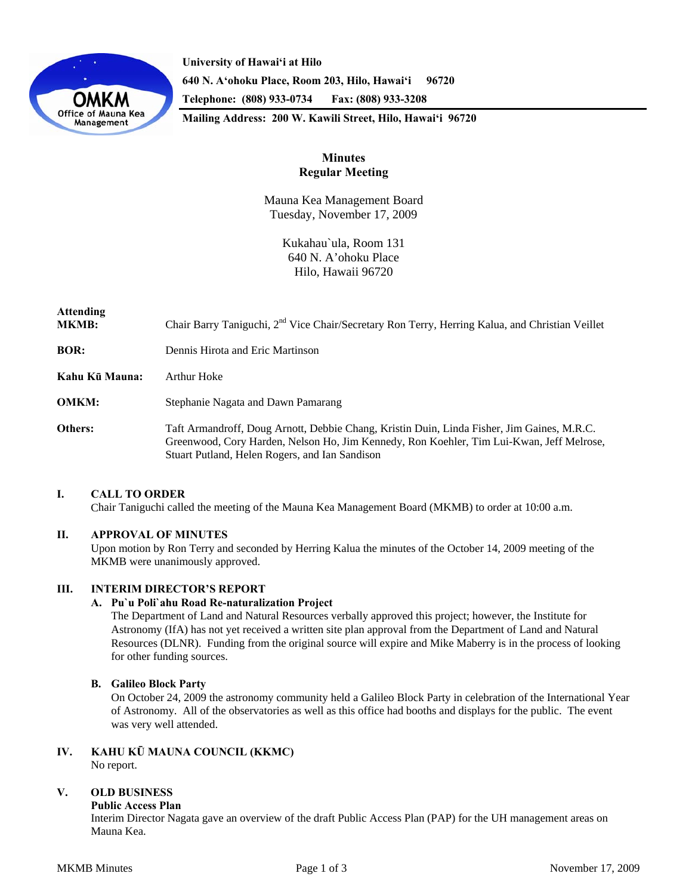University of Hawai'i at Hilo
640 N. A'ohoku Place, Room 203, Hilo, Hawai'i 96720
Telephone: (808) 933-0734 Fax: (808) 933-3208
Mailing Address: 200 W. Kawili Street, Hilo, Hawai'i 96720

# Minutes
## Regular Meeting

Mauna Kea Management Board
Tuesday, November 17, 2009

Kukahau`ula, Room 131
640 N. A'ohoku Place
Hilo, Hawaii 96720

**Attending**

**MKMB:** Chair Barry Taniguchi, 2nd Vice Chair/Secretary Ron Terry, Herring Kalua, and Christian Veillet

**BOR:** Dennis Hirota and Eric Martinson

**Kahu Kū Mauna:** Arthur Hoke

**OMKM:** Stephanie Nagata and Dawn Pamarang

**Others:** Taft Armandroff, Doug Arnott, Debbie Chang, Kristin Duin, Linda Fisher, Jim Gaines, M.R.C. Greenwood, Cory Harden, Nelson Ho, Jim Kennedy, Ron Koehler, Tim Lui-Kwan, Jeff Melrose, Stuart Putland, Helen Rogers, and Ian Sandison

### I. CALL TO ORDER

Chair Taniguchi called the meeting of the Mauna Kea Management Board (MKMB) to order at 10:00 a.m.

### II. APPROVAL OF MINUTES

Upon motion by Ron Terry and seconded by Herring Kalua the minutes of the October 14, 2009 meeting of the MKMB were unanimously approved.

### III. INTERIM DIRECTOR'S REPORT

**A. Pu`u Poli`ahu Road Re-naturalization Project**

The Department of Land and Natural Resources verbally approved this project; however, the Institute for Astronomy (IfA) has not yet received a written site plan approval from the Department of Land and Natural Resources (DLNR). Funding from the original source will expire and Mike Maberry is in the process of looking for other funding sources.

**B. Galileo Block Party**

On October 24, 2009 the astronomy community held a Galileo Block Party in celebration of the International Year of Astronomy. All of the observatories as well as this office had booths and displays for the public. The event was very well attended.

### IV. KAHU KŪ MAUNA COUNCIL (KKMC)

No report.

### V. OLD BUSINESS

**Public Access Plan**

Interim Director Nagata gave an overview of the draft Public Access Plan (PAP) for the UH management areas on Mauna Kea.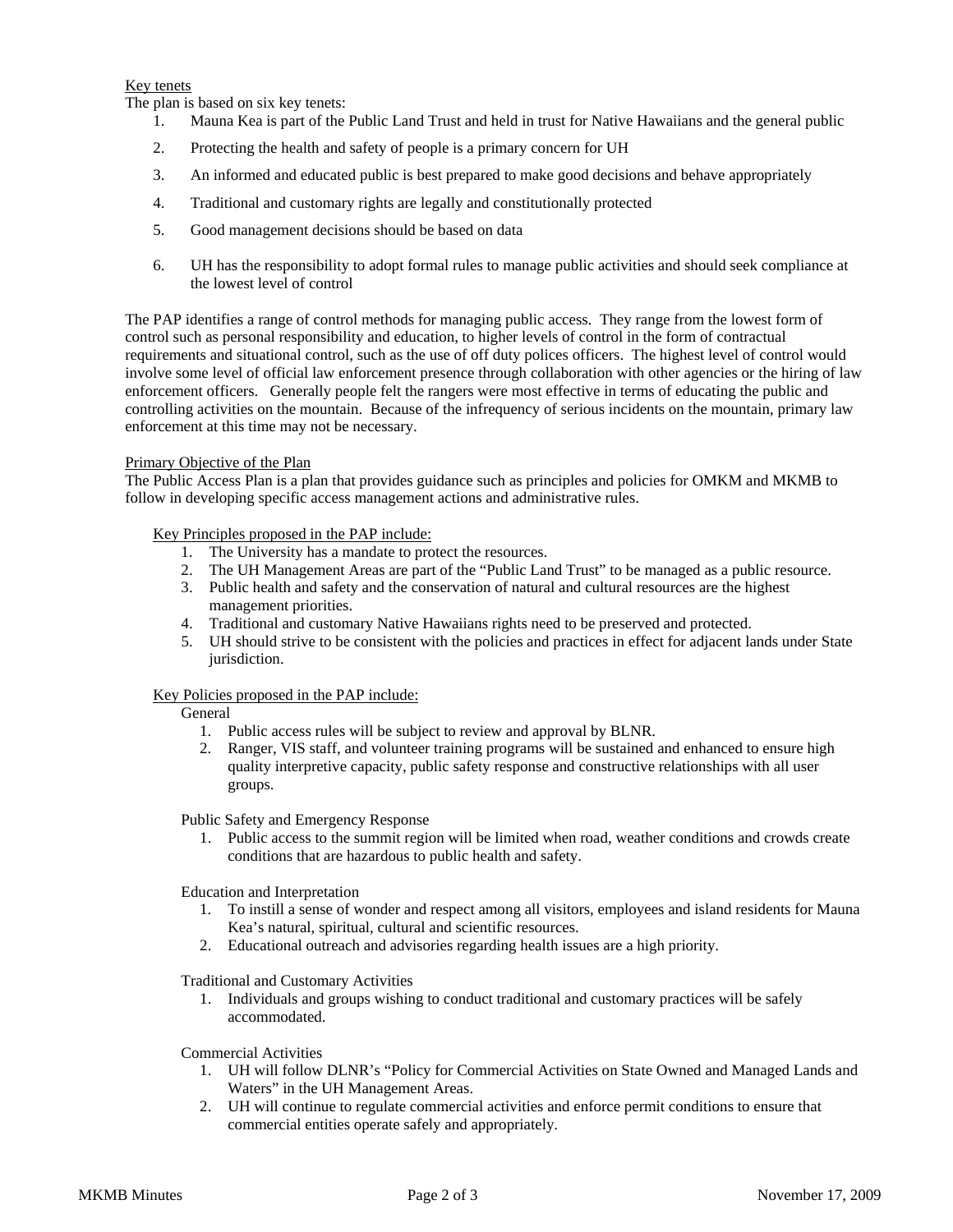Key tenets

The plan is based on six key tenets:

1. Mauna Kea is part of the Public Land Trust and held in trust for Native Hawaiians and the general public
2. Protecting the health and safety of people is a primary concern for UH
3. An informed and educated public is best prepared to make good decisions and behave appropriately
4. Traditional and customary rights are legally and constitutionally protected
5. Good management decisions should be based on data
6. UH has the responsibility to adopt formal rules to manage public activities and should seek compliance at the lowest level of control

The PAP identifies a range of control methods for managing public access. They range from the lowest form of control such as personal responsibility and education, to higher levels of control in the form of contractual requirements and situational control, such as the use of off duty polices officers. The highest level of control would involve some level of official law enforcement presence through collaboration with other agencies or the hiring of law enforcement officers. Generally people felt the rangers were most effective in terms of educating the public and controlling activities on the mountain. Because of the infrequency of serious incidents on the mountain, primary law enforcement at this time may not be necessary.

Primary Objective of the Plan

The Public Access Plan is a plan that provides guidance such as principles and policies for OMKM and MKMB to follow in developing specific access management actions and administrative rules.

Key Principles proposed in the PAP include:

1. The University has a mandate to protect the resources.
2. The UH Management Areas are part of the "Public Land Trust" to be managed as a public resource.
3. Public health and safety and the conservation of natural and cultural resources are the highest management priorities.
4. Traditional and customary Native Hawaiians rights need to be preserved and protected.
5. UH should strive to be consistent with the policies and practices in effect for adjacent lands under State jurisdiction.

Key Policies proposed in the PAP include:

General

1. Public access rules will be subject to review and approval by BLNR.
2. Ranger, VIS staff, and volunteer training programs will be sustained and enhanced to ensure high quality interpretive capacity, public safety response and constructive relationships with all user groups.

Public Safety and Emergency Response

1. Public access to the summit region will be limited when road, weather conditions and crowds create conditions that are hazardous to public health and safety.

Education and Interpretation

1. To instill a sense of wonder and respect among all visitors, employees and island residents for Mauna Kea's natural, spiritual, cultural and scientific resources.
2. Educational outreach and advisories regarding health issues are a high priority.

Traditional and Customary Activities

1. Individuals and groups wishing to conduct traditional and customary practices will be safely accommodated.

Commercial Activities

1. UH will follow DLNR's "Policy for Commercial Activities on State Owned and Managed Lands and Waters" in the UH Management Areas.
2. UH will continue to regulate commercial activities and enforce permit conditions to ensure that commercial entities operate safely and appropriately.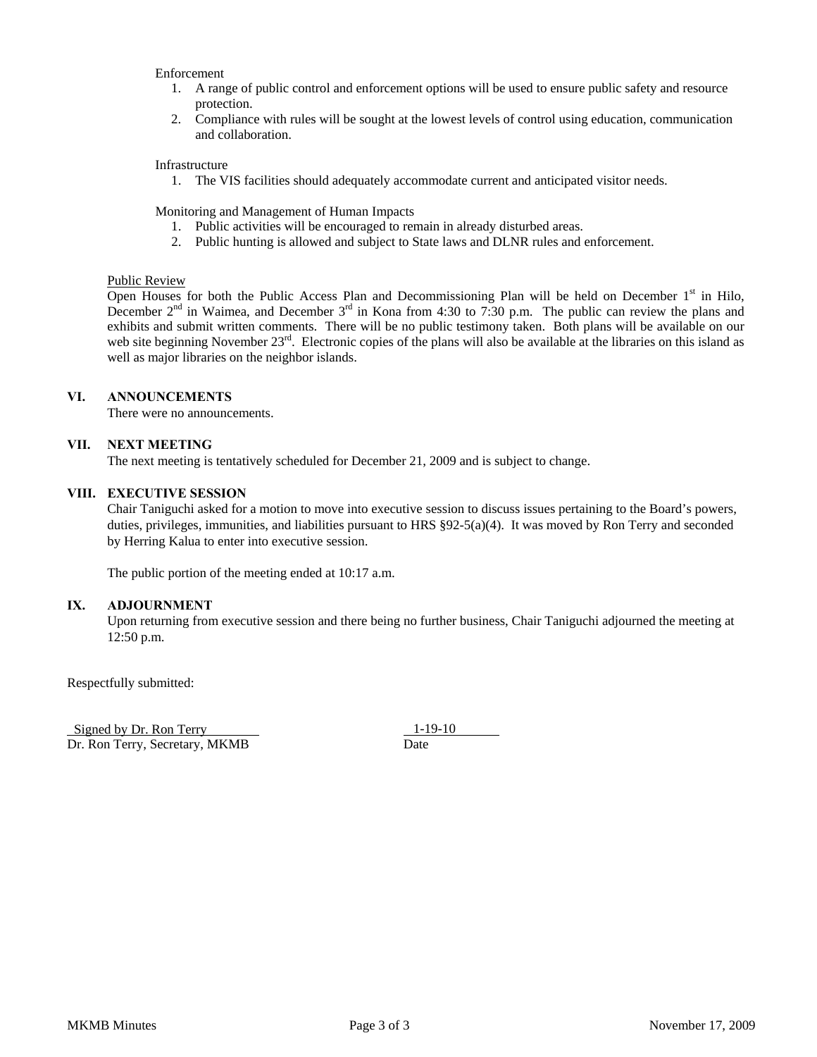Enforcement

1. A range of public control and enforcement options will be used to ensure public safety and resource protection.
2. Compliance with rules will be sought at the lowest levels of control using education, communication and collaboration.

Infrastructure

1. The VIS facilities should adequately accommodate current and anticipated visitor needs.

Monitoring and Management of Human Impacts

1. Public activities will be encouraged to remain in already disturbed areas.
2. Public hunting is allowed and subject to State laws and DLNR rules and enforcement.

Public Review

Open Houses for both the Public Access Plan and Decommissioning Plan will be held on December 1st in Hilo, December 2nd in Waimea, and December 3rd in Kona from 4:30 to 7:30 p.m. The public can review the plans and exhibits and submit written comments. There will be no public testimony taken. Both plans will be available on our web site beginning November 23rd. Electronic copies of the plans will also be available at the libraries on this island as well as major libraries on the neighbor islands.

## VI. ANNOUNCEMENTS

There were no announcements.

## VII. NEXT MEETING

The next meeting is tentatively scheduled for December 21, 2009 and is subject to change.

## VIII. EXECUTIVE SESSION

Chair Taniguchi asked for a motion to move into executive session to discuss issues pertaining to the Board's powers, duties, privileges, immunities, and liabilities pursuant to HRS §92-5(a)(4). It was moved by Ron Terry and seconded by Herring Kalua to enter into executive session.

The public portion of the meeting ended at 10:17 a.m.

## IX. ADJOURNMENT

Upon returning from executive session and there being no further business, Chair Taniguchi adjourned the meeting at 12:50 p.m.

Respectfully submitted:

Signed by Dr. Ron Terry
Dr. Ron Terry, Secretary, MKMB

1-19-10
Date